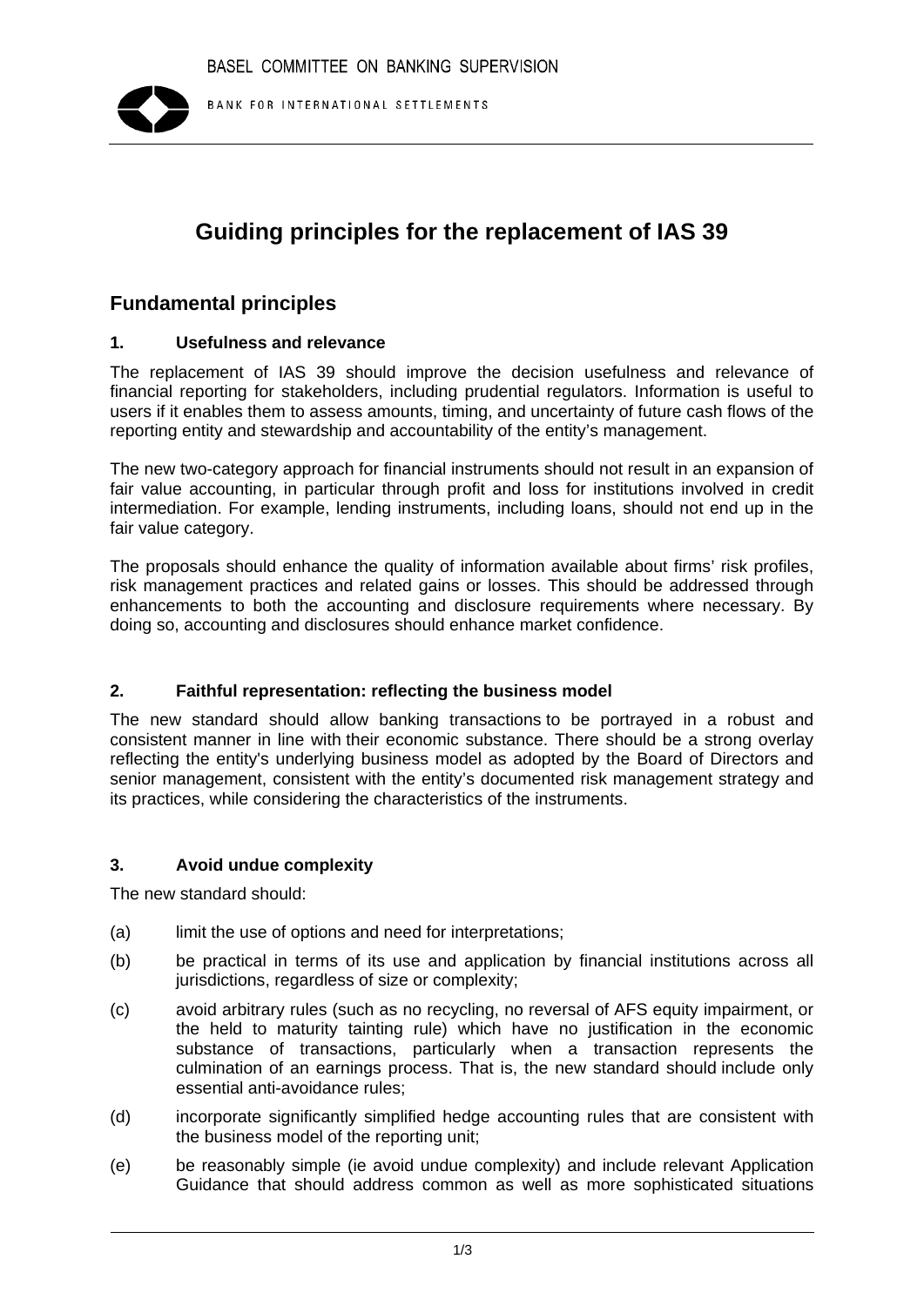BASEL COMMITTEE ON BANKING SUPERVISION

BANK FOR INTERNATIONAL SETTLEMENTS

# Guiding principles for the replacement of IAS 39

## Fundamental principles

### 1. Usefulness and relevance

The replacement of IAS 39 should improve the decision usefulness and relevance of financial reporting for stakeholders, including prudential regulators. Information is useful to users if it enables them to assess amounts, timing, and uncertainty of future cash flows of the reporting entity and stewardship and accountability of the entity's management.

The new two-category approach for financial instruments should not result in an expansion of fair value accounting, in particular through profit and loss for institutions involved in credit intermediation. For example, lending instruments, including loans, should not end up in the fair value category.

The proposals should enhance the quality of information available about firms' risk profiles, risk management practices and related gains or losses. This should be addressed through enhancements to both the accounting and disclosure requirements where necessary. By doing so, accounting and disclosures should enhance market confidence.

### 2. Faithful representation: reflecting the business model

The new standard should allow banking transactions to be portrayed in a robust and consistent manner in line with their economic substance. There should be a strong overlay reflecting the entity's underlying business model as adopted by the Board of Directors and senior management, consistent with the entity's documented risk management strategy and its practices, while considering the characteristics of the instruments.

### 3. Avoid undue complexity

The new standard should:

(a) limit the use of options and need for interpretations;

(b) be practical in terms of its use and application by financial institutions across all jurisdictions, regardless of size or complexity;

(c) avoid arbitrary rules (such as no recycling, no reversal of AFS equity impairment, or the held to maturity tainting rule) which have no justification in the economic substance of transactions, particularly when a transaction represents the culmination of an earnings process. That is, the new standard should include only essential anti-avoidance rules;

(d) incorporate significantly simplified hedge accounting rules that are consistent with the business model of the reporting unit;

(e) be reasonably simple (ie avoid undue complexity) and include relevant Application Guidance that should address common as well as more sophisticated situations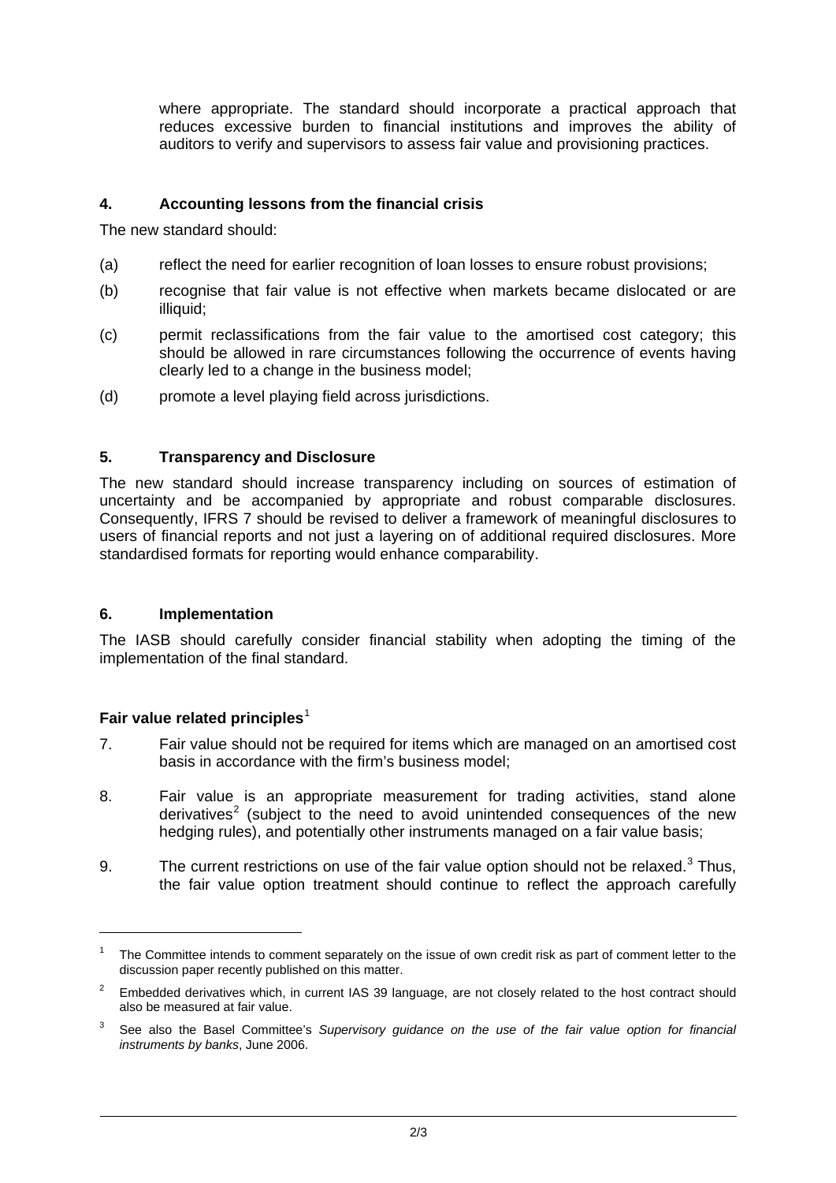where appropriate. The standard should incorporate a practical approach that reduces excessive burden to financial institutions and improves the ability of auditors to verify and supervisors to assess fair value and provisioning practices.

## 4. Accounting lessons from the financial crisis

The new standard should:

(a) reflect the need for earlier recognition of loan losses to ensure robust provisions;

(b) recognise that fair value is not effective when markets became dislocated or are illiquid;

(c) permit reclassifications from the fair value to the amortised cost category; this should be allowed in rare circumstances following the occurrence of events having clearly led to a change in the business model;

(d) promote a level playing field across jurisdictions.

## 5. Transparency and Disclosure

The new standard should increase transparency including on sources of estimation of uncertainty and be accompanied by appropriate and robust comparable disclosures. Consequently, IFRS 7 should be revised to deliver a framework of meaningful disclosures to users of financial reports and not just a layering on of additional required disclosures. More standardised formats for reporting would enhance comparability.

## 6. Implementation

The IASB should carefully consider financial stability when adopting the timing of the implementation of the final standard.

### Fair value related principles[1]

7. Fair value should not be required for items which are managed on an amortised cost basis in accordance with the firm's business model;

8. Fair value is an appropriate measurement for trading activities, stand alone derivatives[2] (subject to the need to avoid unintended consequences of the new hedging rules), and potentially other instruments managed on a fair value basis;

9. The current restrictions on use of the fair value option should not be relaxed.[3] Thus, the fair value option treatment should continue to reflect the approach carefully

---

[1] The Committee intends to comment separately on the issue of own credit risk as part of comment letter to the discussion paper recently published on this matter.

[2] Embedded derivatives which, in current IAS 39 language, are not closely related to the host contract should also be measured at fair value.

[3] See also the Basel Committee's *Supervisory guidance on the use of the fair value option for financial instruments by banks*, June 2006.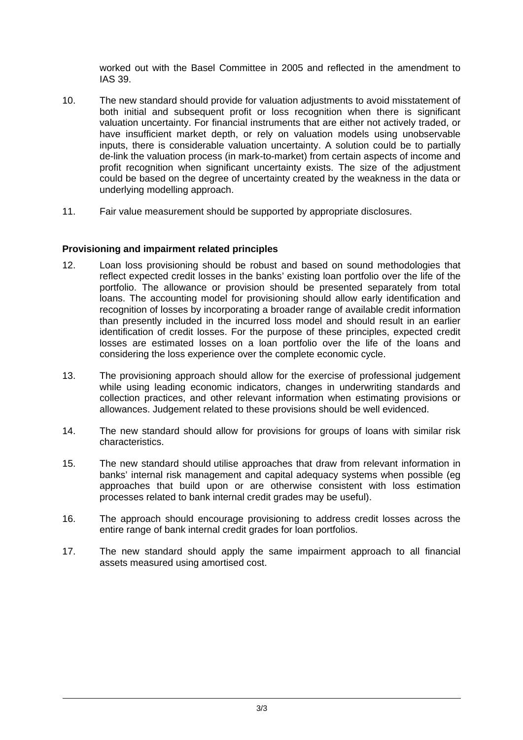worked out with the Basel Committee in 2005 and reflected in the amendment to IAS 39.

10. The new standard should provide for valuation adjustments to avoid misstatement of both initial and subsequent profit or loss recognition when there is significant valuation uncertainty. For financial instruments that are either not actively traded, or have insufficient market depth, or rely on valuation models using unobservable inputs, there is considerable valuation uncertainty. A solution could be to partially de-link the valuation process (in mark-to-market) from certain aspects of income and profit recognition when significant uncertainty exists. The size of the adjustment could be based on the degree of uncertainty created by the weakness in the data or underlying modelling approach.

11. Fair value measurement should be supported by appropriate disclosures.

**Provisioning and impairment related principles**

12. Loan loss provisioning should be robust and based on sound methodologies that reflect expected credit losses in the banks' existing loan portfolio over the life of the portfolio. The allowance or provision should be presented separately from total loans. The accounting model for provisioning should allow early identification and recognition of losses by incorporating a broader range of available credit information than presently included in the incurred loss model and should result in an earlier identification of credit losses. For the purpose of these principles, expected credit losses are estimated losses on a loan portfolio over the life of the loans and considering the loss experience over the complete economic cycle.

13. The provisioning approach should allow for the exercise of professional judgement while using leading economic indicators, changes in underwriting standards and collection practices, and other relevant information when estimating provisions or allowances. Judgement related to these provisions should be well evidenced.

14. The new standard should allow for provisions for groups of loans with similar risk characteristics.

15. The new standard should utilise approaches that draw from relevant information in banks' internal risk management and capital adequacy systems when possible (eg approaches that build upon or are otherwise consistent with loss estimation processes related to bank internal credit grades may be useful).

16. The approach should encourage provisioning to address credit losses across the entire range of bank internal credit grades for loan portfolios.

17. The new standard should apply the same impairment approach to all financial assets measured using amortised cost.